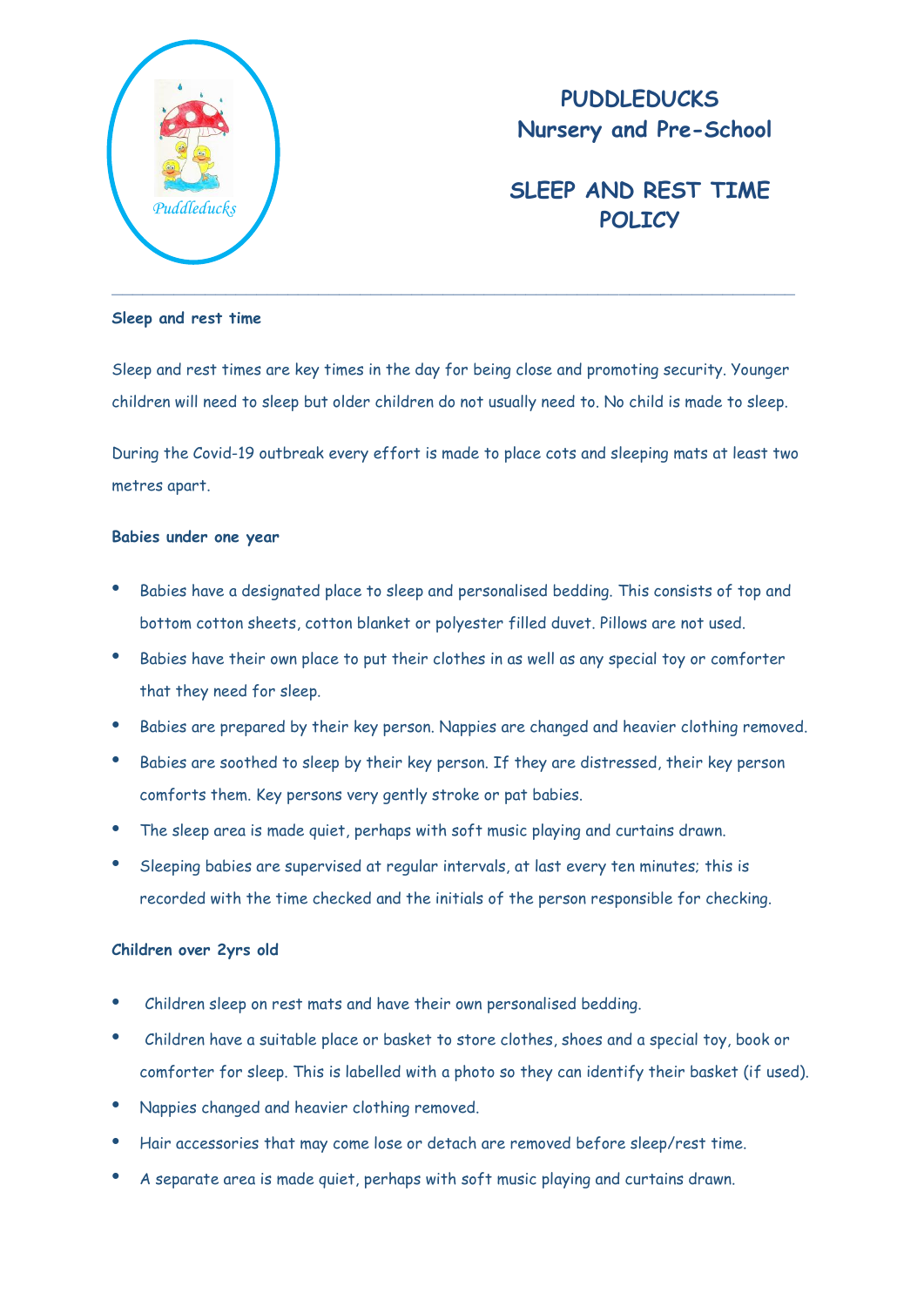# PUDDLEDUCKS
## Nursery and Pre-School

## SLEEP AND REST TIME POLICY

---

**Sleep and rest time**

Sleep and rest times are key times in the day for being close and promoting security. Younger children will need to sleep but older children do not usually need to. No child is made to sleep.

During the Covid-19 outbreak every effort is made to place cots and sleeping mats at least two metres apart.

**Babies under one year**

- Babies have a designated place to sleep and personalised bedding. This consists of top and bottom cotton sheets, cotton blanket or polyester filled duvet. Pillows are not used.
- Babies have their own place to put their clothes in as well as any special toy or comforter that they need for sleep.
- Babies are prepared by their key person. Nappies are changed and heavier clothing removed.
- Babies are soothed to sleep by their key person. If they are distressed, their key person comforts them. Key persons very gently stroke or pat babies.
- The sleep area is made quiet, perhaps with soft music playing and curtains drawn.
- Sleeping babies are supervised at regular intervals, at last every ten minutes; this is recorded with the time checked and the initials of the person responsible for checking.

**Children over 2yrs old**

- Children sleep on rest mats and have their own personalised bedding.
- Children have a suitable place or basket to store clothes, shoes and a special toy, book or comforter for sleep. This is labelled with a photo so they can identify their basket (if used).
- Nappies changed and heavier clothing removed.
- Hair accessories that may come lose or detach are removed before sleep/rest time.
- A separate area is made quiet, perhaps with soft music playing and curtains drawn.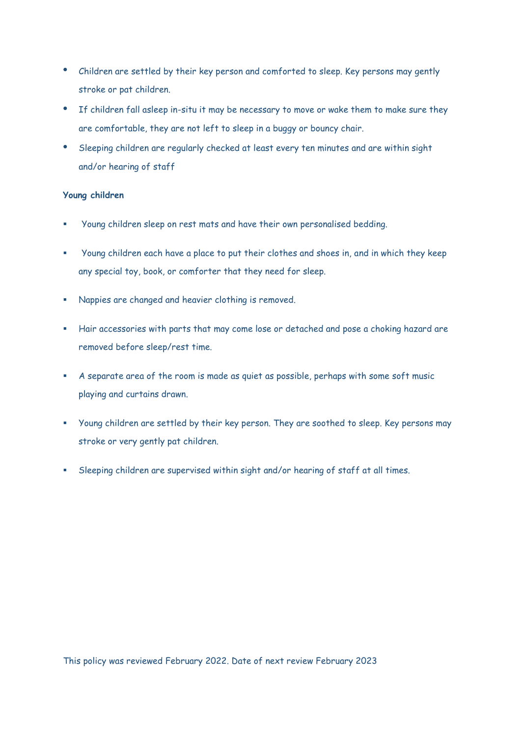- Children are settled by their key person and comforted to sleep. Key persons may gently stroke or pat children.
- If children fall asleep in-situ it may be necessary to move or wake them to make sure they are comfortable, they are not left to sleep in a buggy or bouncy chair.
- Sleeping children are regularly checked at least every ten minutes and are within sight and/or hearing of staff

**Young children**

- Young children sleep on rest mats and have their own personalised bedding.
- Young children each have a place to put their clothes and shoes in, and in which they keep any special toy, book, or comforter that they need for sleep.
- Nappies are changed and heavier clothing is removed.
- Hair accessories with parts that may come lose or detached and pose a choking hazard are removed before sleep/rest time.
- A separate area of the room is made as quiet as possible, perhaps with some soft music playing and curtains drawn.
- Young children are settled by their key person. They are soothed to sleep. Key persons may stroke or very gently pat children.
- Sleeping children are supervised within sight and/or hearing of staff at all times.

This policy was reviewed February 2022. Date of next review February 2023